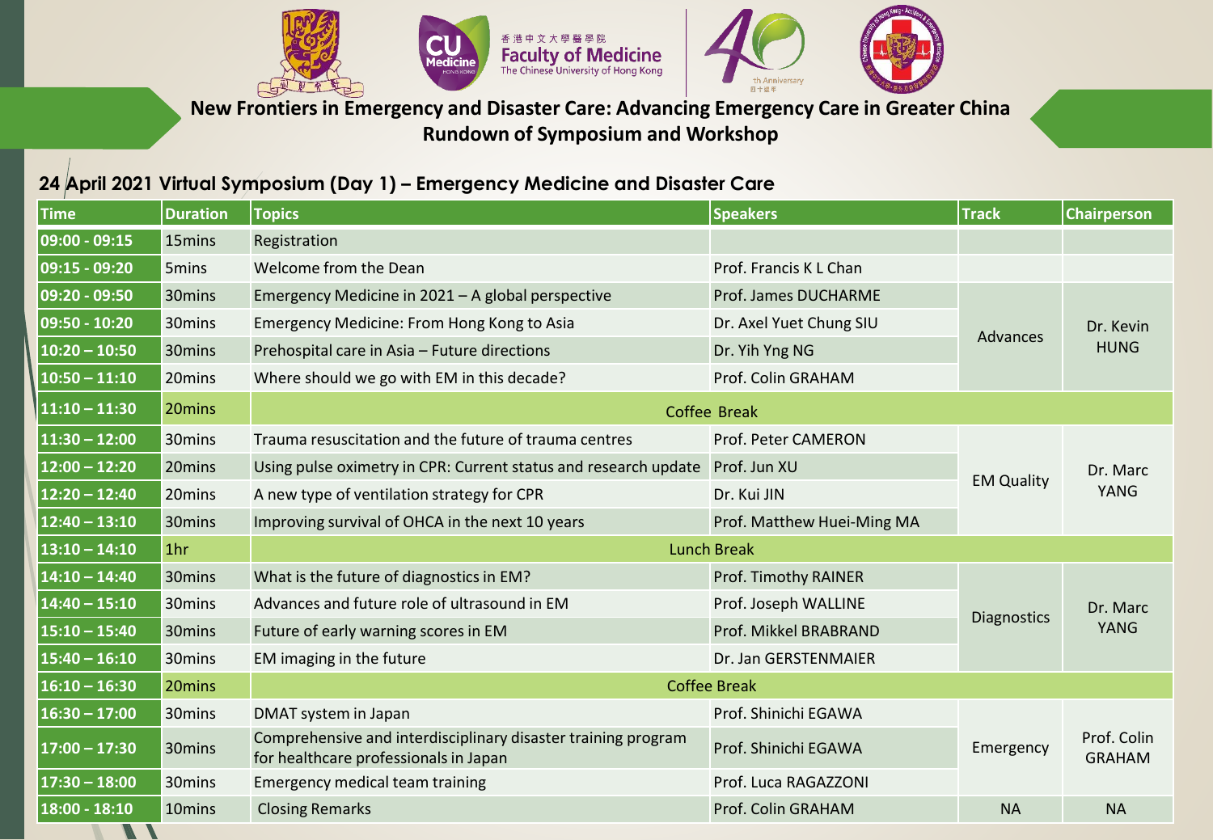# New Frontiers in Emergency and Disaster Care: Advancing Emergency Care in Greater China

## Rundown of Symposium and Workshop

### 24 April 2021 Virtual Symposium (Day 1) – Emergency Medicine and Disaster Care

| Time | Duration | Topics | Speakers | Track | Chairperson |
|---|---|---|---|---|---|
| 09:00 - 09:15 | 15mins | Registration | | | |
| 09:15 - 09:20 | 5mins | Welcome from the Dean | Prof. Francis K L Chan | | |
| 09:20 - 09:50 | 30mins | Emergency Medicine in 2021 – A global perspective | Prof. James DUCHARME | Advances | Dr. Kevin HUNG |
| 09:50 - 10:20 | 30mins | Emergency Medicine: From Hong Kong to Asia | Dr. Axel Yuet Chung SIU | | |
| 10:20 – 10:50 | 30mins | Prehospital care in Asia – Future directions | Dr. Yih Yng NG | | |
| 10:50 – 11:10 | 20mins | Where should we go with EM in this decade? | Prof. Colin GRAHAM | | |
| 11:10 – 11:30 | 20mins | Coffee Break | | | |
| 11:30 – 12:00 | 30mins | Trauma resuscitation and the future of trauma centres | Prof. Peter CAMERON | EM Quality | Dr. Marc YANG |
| 12:00 – 12:20 | 20mins | Using pulse oximetry in CPR: Current status and research update | Prof. Jun XU | | |
| 12:20 – 12:40 | 20mins | A new type of ventilation strategy for CPR | Dr. Kui JIN | | |
| 12:40 – 13:10 | 30mins | Improving survival of OHCA in the next 10 years | Prof. Matthew Huei-Ming MA | | |
| 13:10 – 14:10 | 1hr | Lunch Break | | | |
| 14:10 – 14:40 | 30mins | What is the future of diagnostics in EM? | Prof. Timothy RAINER | Diagnostics | Dr. Marc YANG |
| 14:40 – 15:10 | 30mins | Advances and future role of ultrasound in EM | Prof. Joseph WALLINE | | |
| 15:10 – 15:40 | 30mins | Future of early warning scores in EM | Prof. Mikkel BRABRAND | | |
| 15:40 – 16:10 | 30mins | EM imaging in the future | Dr. Jan GERSTENMAIER | | |
| 16:10 – 16:30 | 20mins | Coffee Break | | | |
| 16:30 – 17:00 | 30mins | DMAT system in Japan | Prof. Shinichi EGAWA | Emergency | Prof. Colin GRAHAM |
| 17:00 – 17:30 | 30mins | Comprehensive and interdisciplinary disaster training program for healthcare professionals in Japan | Prof. Shinichi EGAWA | | |
| 17:30 – 18:00 | 30mins | Emergency medical team training | Prof. Luca RAGAZZONI | | |
| 18:00 - 18:10 | 10mins | Closing Remarks | Prof. Colin GRAHAM | NA | NA |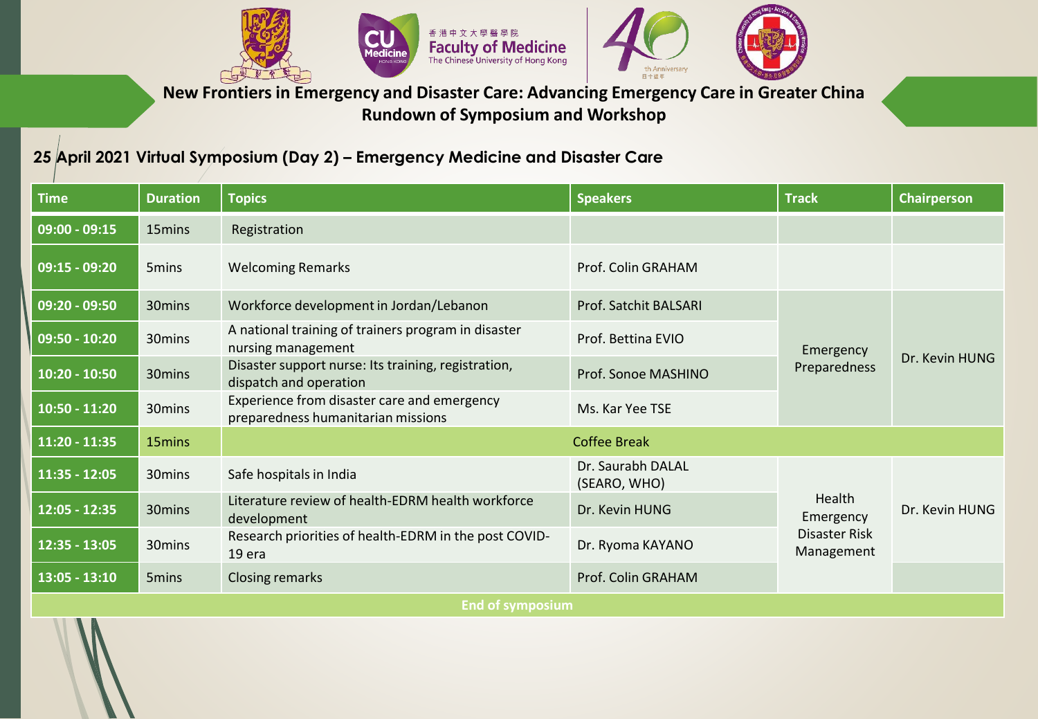**New Frontiers in Emergency and Disaster Care: Advancing Emergency Care in Greater China**

**Rundown of Symposium and Workshop**

## 25 April 2021 Virtual Symposium (Day 2) – Emergency Medicine and Disaster Care

| Time | Duration | Topics | Speakers | Track | Chairperson |
|---|---|---|---|---|---|
| 09:00 - 09:15 | 15mins | Registration | | | |
| 09:15 - 09:20 | 5mins | Welcoming Remarks | Prof. Colin GRAHAM | | |
| 09:20 - 09:50 | 30mins | Workforce development in Jordan/Lebanon | Prof. Satchit BALSARI | Emergency Preparedness | Dr. Kevin HUNG |
| 09:50 - 10:20 | 30mins | A national training of trainers program in disaster nursing management | Prof. Bettina EVIO | | |
| 10:20 - 10:50 | 30mins | Disaster support nurse: Its training, registration, dispatch and operation | Prof. Sonoe MASHINO | | |
| 10:50 - 11:20 | 30mins | Experience from disaster care and emergency preparedness humanitarian missions | Ms. Kar Yee TSE | | |
| 11:20 - 11:35 | 15mins | Coffee Break | | | |
| 11:35 - 12:05 | 30mins | Safe hospitals in India | Dr. Saurabh DALAL (SEARO, WHO) | Health Emergency Disaster Risk Management | Dr. Kevin HUNG |
| 12:05 - 12:35 | 30mins | Literature review of health-EDRM health workforce development | Dr. Kevin HUNG | | |
| 12:35 - 13:05 | 30mins | Research priorities of health-EDRM in the post COVID-19 era | Dr. Ryoma KAYANO | | |
| 13:05 - 13:10 | 5mins | Closing remarks | Prof. Colin GRAHAM | | |
| End of symposium | | | | | |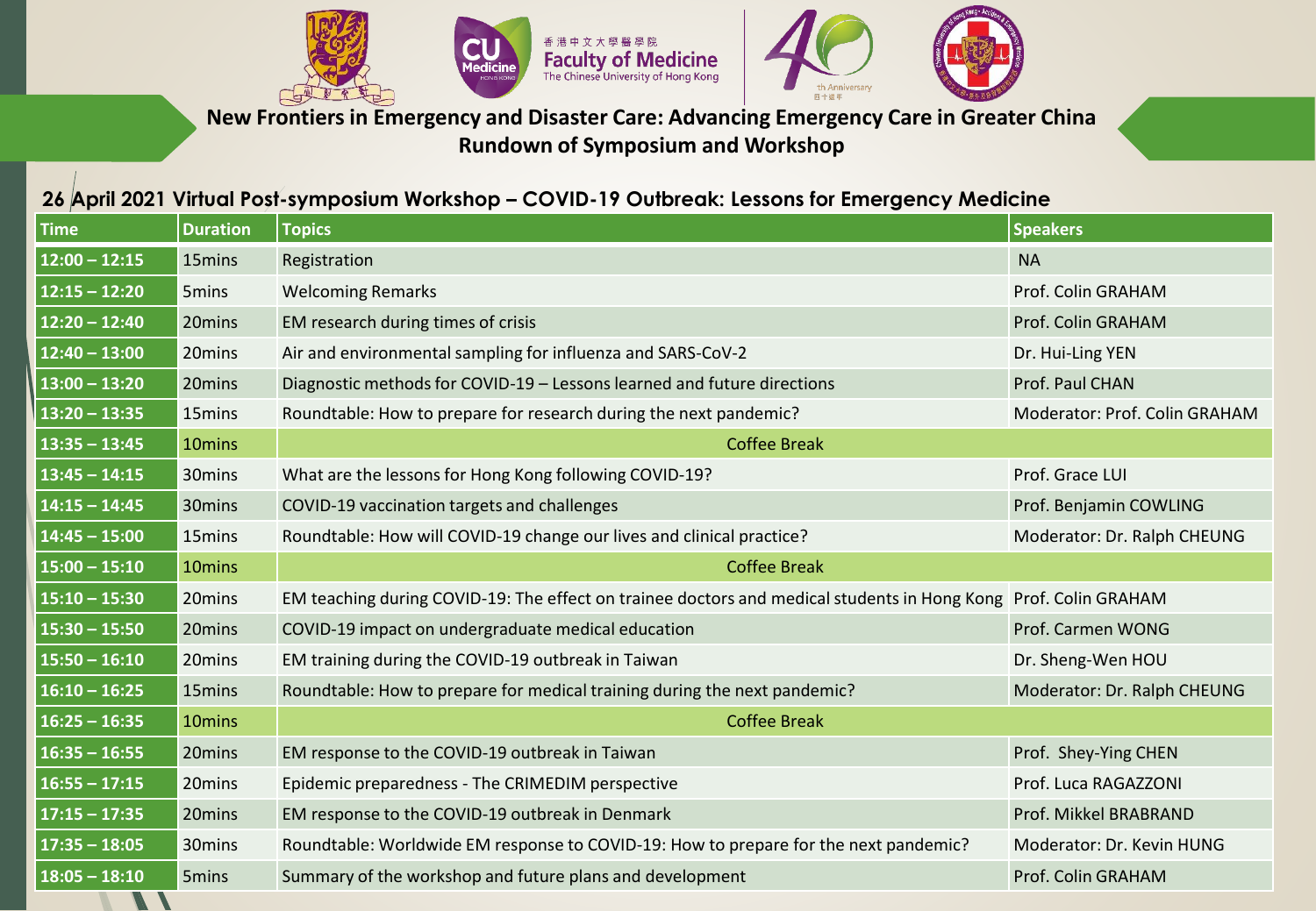# New Frontiers in Emergency and Disaster Care: Advancing Emergency Care in Greater China

## Rundown of Symposium and Workshop

### 26 April 2021 Virtual Post-symposium Workshop – COVID-19 Outbreak: Lessons for Emergency Medicine

| Time | Duration | Topics | Speakers |
|---|---|---|---|
| 12:00 – 12:15 | 15mins | Registration | NA |
| 12:15 – 12:20 | 5mins | Welcoming Remarks | Prof. Colin GRAHAM |
| 12:20 – 12:40 | 20mins | EM research during times of crisis | Prof. Colin GRAHAM |
| 12:40 – 13:00 | 20mins | Air and environmental sampling for influenza and SARS-CoV-2 | Dr. Hui-Ling YEN |
| 13:00 – 13:20 | 20mins | Diagnostic methods for COVID-19 – Lessons learned and future directions | Prof. Paul CHAN |
| 13:20 – 13:35 | 15mins | Roundtable: How to prepare for research during the next pandemic? | Moderator: Prof. Colin GRAHAM |
| 13:35 – 13:45 | 10mins | Coffee Break | |
| 13:45 – 14:15 | 30mins | What are the lessons for Hong Kong following COVID-19? | Prof. Grace LUI |
| 14:15 – 14:45 | 30mins | COVID-19 vaccination targets and challenges | Prof. Benjamin COWLING |
| 14:45 – 15:00 | 15mins | Roundtable: How will COVID-19 change our lives and clinical practice? | Moderator: Dr. Ralph CHEUNG |
| 15:00 – 15:10 | 10mins | Coffee Break | |
| 15:10 – 15:30 | 20mins | EM teaching during COVID-19: The effect on trainee doctors and medical students in Hong Kong | Prof. Colin GRAHAM |
| 15:30 – 15:50 | 20mins | COVID-19 impact on undergraduate medical education | Prof. Carmen WONG |
| 15:50 – 16:10 | 20mins | EM training during the COVID-19 outbreak in Taiwan | Dr. Sheng-Wen HOU |
| 16:10 – 16:25 | 15mins | Roundtable: How to prepare for medical training during the next pandemic? | Moderator: Dr. Ralph CHEUNG |
| 16:25 – 16:35 | 10mins | Coffee Break | |
| 16:35 – 16:55 | 20mins | EM response to the COVID-19 outbreak in Taiwan | Prof. Shey-Ying CHEN |
| 16:55 – 17:15 | 20mins | Epidemic preparedness - The CRIMEDIM perspective | Prof. Luca RAGAZZONI |
| 17:15 – 17:35 | 20mins | EM response to the COVID-19 outbreak in Denmark | Prof. Mikkel BRABRAND |
| 17:35 – 18:05 | 30mins | Roundtable: Worldwide EM response to COVID-19: How to prepare for the next pandemic? | Moderator: Dr. Kevin HUNG |
| 18:05 – 18:10 | 5mins | Summary of the workshop and future plans and development | Prof. Colin GRAHAM |